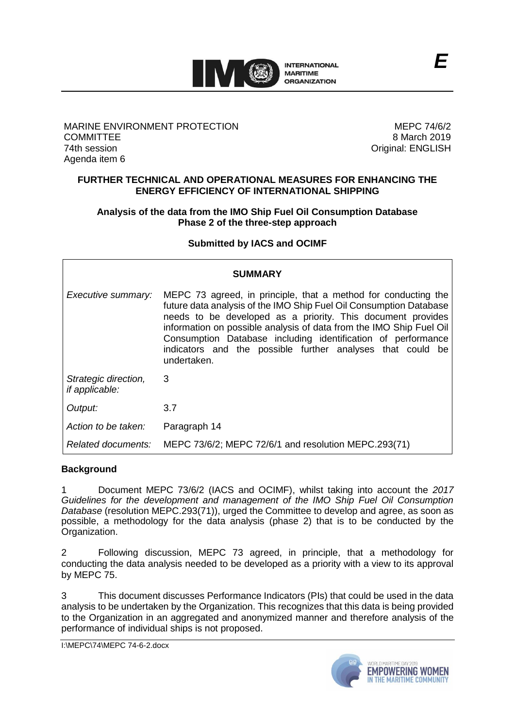INTERNATIONAL MARITIME ORGANIZATION

*E*

MARINE ENVIRONMENT PROTECTION COMMITTEE
74th session
Agenda item 6

MEPC 74/6/2
8 March 2019
Original: ENGLISH

**FURTHER TECHNICAL AND OPERATIONAL MEASURES FOR ENHANCING THE ENERGY EFFICIENCY OF INTERNATIONAL SHIPPING**

**Analysis of the data from the IMO Ship Fuel Oil Consumption Database Phase 2 of the three-step approach**

**Submitted by IACS and OCIMF**

| **SUMMARY** | |
|---|---|
| *Executive summary:* | MEPC 73 agreed, in principle, that a method for conducting the future data analysis of the IMO Ship Fuel Oil Consumption Database needs to be developed as a priority. This document provides information on possible analysis of data from the IMO Ship Fuel Oil Consumption Database including identification of performance indicators and the possible further analyses that could be undertaken. |
| *Strategic direction, if applicable:* | 3 |
| *Output:* | 3.7 |
| *Action to be taken:* | Paragraph 14 |
| *Related documents:* | MEPC 73/6/2; MEPC 72/6/1 and resolution MEPC.293(71) |

## Background

1 Document MEPC 73/6/2 (IACS and OCIMF), whilst taking into account the *2017 Guidelines for the development and management of the IMO Ship Fuel Oil Consumption Database* (resolution MEPC.293(71)), urged the Committee to develop and agree, as soon as possible, a methodology for the data analysis (phase 2) that is to be conducted by the Organization.

2 Following discussion, MEPC 73 agreed, in principle, that a methodology for conducting the data analysis needed to be developed as a priority with a view to its approval by MEPC 75.

3 This document discusses Performance Indicators (PIs) that could be used in the data analysis to be undertaken by the Organization. This recognizes that this data is being provided to the Organization in an aggregated and anonymized manner and therefore analysis of the performance of individual ships is not proposed.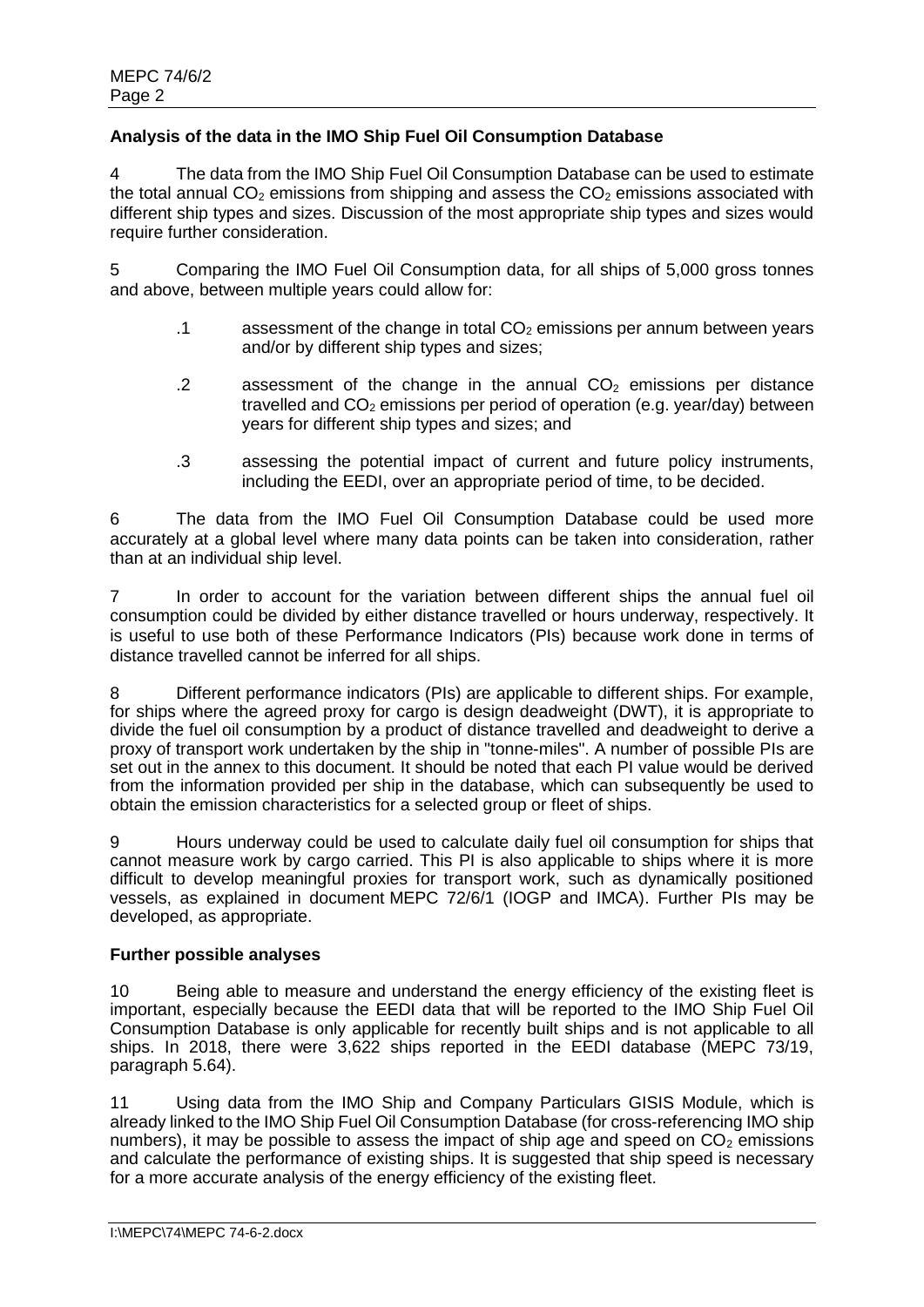**Analysis of the data in the IMO Ship Fuel Oil Consumption Database**

4 The data from the IMO Ship Fuel Oil Consumption Database can be used to estimate the total annual $CO_2$ emissions from shipping and assess the $CO_2$ emissions associated with different ship types and sizes. Discussion of the most appropriate ship types and sizes would require further consideration.

5 Comparing the IMO Fuel Oil Consumption data, for all ships of 5,000 gross tonnes and above, between multiple years could allow for:

.1 assessment of the change in total $CO_2$ emissions per annum between years and/or by different ship types and sizes;

.2 assessment of the change in the annual $CO_2$ emissions per distance travelled and $CO_2$ emissions per period of operation (e.g. year/day) between years for different ship types and sizes; and

.3 assessing the potential impact of current and future policy instruments, including the EEDI, over an appropriate period of time, to be decided.

6 The data from the IMO Fuel Oil Consumption Database could be used more accurately at a global level where many data points can be taken into consideration, rather than at an individual ship level.

7 In order to account for the variation between different ships the annual fuel oil consumption could be divided by either distance travelled or hours underway, respectively. It is useful to use both of these Performance Indicators (PIs) because work done in terms of distance travelled cannot be inferred for all ships.

8 Different performance indicators (PIs) are applicable to different ships. For example, for ships where the agreed proxy for cargo is design deadweight (DWT), it is appropriate to divide the fuel oil consumption by a product of distance travelled and deadweight to derive a proxy of transport work undertaken by the ship in "tonne-miles". A number of possible PIs are set out in the annex to this document. It should be noted that each PI value would be derived from the information provided per ship in the database, which can subsequently be used to obtain the emission characteristics for a selected group or fleet of ships.

9 Hours underway could be used to calculate daily fuel oil consumption for ships that cannot measure work by cargo carried. This PI is also applicable to ships where it is more difficult to develop meaningful proxies for transport work, such as dynamically positioned vessels, as explained in document MEPC 72/6/1 (IOGP and IMCA). Further PIs may be developed, as appropriate.

**Further possible analyses**

10 Being able to measure and understand the energy efficiency of the existing fleet is important, especially because the EEDI data that will be reported to the IMO Ship Fuel Oil Consumption Database is only applicable for recently built ships and is not applicable to all ships. In 2018, there were 3,622 ships reported in the EEDI database (MEPC 73/19, paragraph 5.64).

11 Using data from the IMO Ship and Company Particulars GISIS Module, which is already linked to the IMO Ship Fuel Oil Consumption Database (for cross-referencing IMO ship numbers), it may be possible to assess the impact of ship age and speed on $CO_2$ emissions and calculate the performance of existing ships. It is suggested that ship speed is necessary for a more accurate analysis of the energy efficiency of the existing fleet.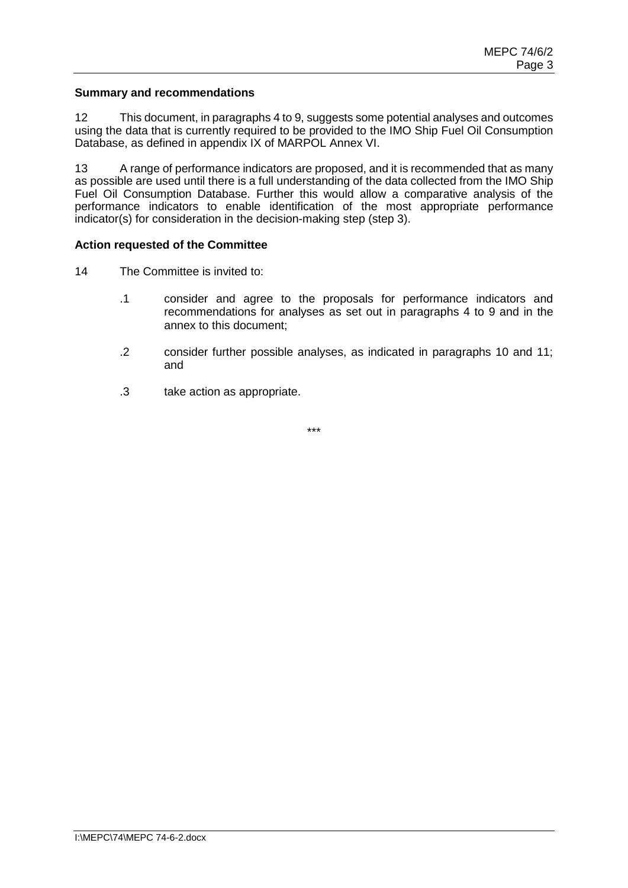**Summary and recommendations**

12 This document, in paragraphs 4 to 9, suggests some potential analyses and outcomes using the data that is currently required to be provided to the IMO Ship Fuel Oil Consumption Database, as defined in appendix IX of MARPOL Annex VI.

13 A range of performance indicators are proposed, and it is recommended that as many as possible are used until there is a full understanding of the data collected from the IMO Ship Fuel Oil Consumption Database. Further this would allow a comparative analysis of the performance indicators to enable identification of the most appropriate performance indicator(s) for consideration in the decision-making step (step 3).

**Action requested of the Committee**

14 The Committee is invited to:

.1 consider and agree to the proposals for performance indicators and recommendations for analyses as set out in paragraphs 4 to 9 and in the annex to this document;

.2 consider further possible analyses, as indicated in paragraphs 10 and 11; and

.3 take action as appropriate.

***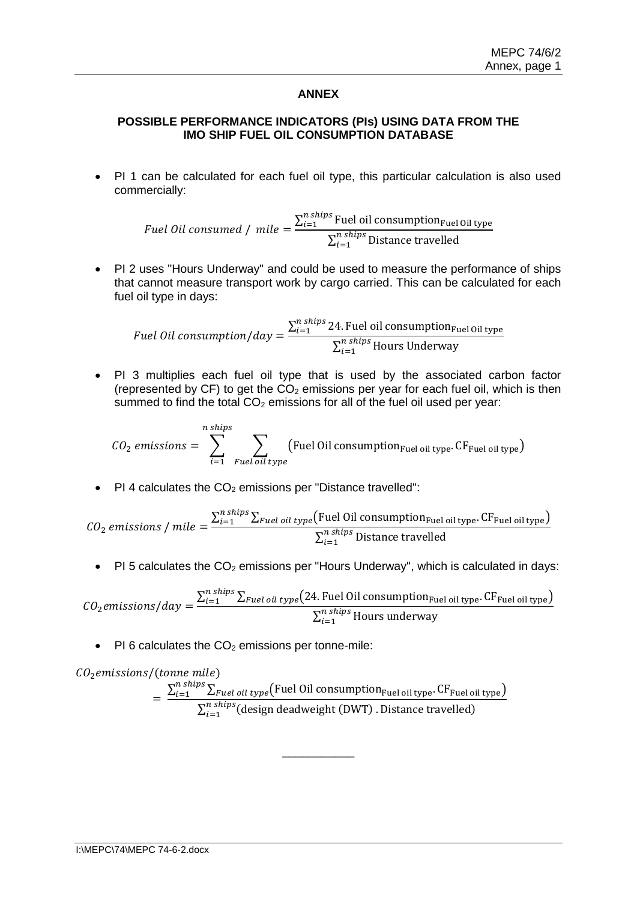## ANNEX

### POSSIBLE PERFORMANCE INDICATORS (PIs) USING DATA FROM THE IMO SHIP FUEL OIL CONSUMPTION DATABASE

- PI 1 can be calculated for each fuel oil type, this particular calculation is also used commercially:

$$Fuel\ Oil\ consumed\ /\ mile = \frac{\sum_{i=1}^{n\ ships} \text{Fuel oil consumption}_{\text{Fuel Oil type}}}{\sum_{i=1}^{n\ ships} \text{Distance travelled}}$$

- PI 2 uses "Hours Underway" and could be used to measure the performance of ships that cannot measure transport work by cargo carried. This can be calculated for each fuel oil type in days:

$$Fuel\ Oil\ consumption/day = \frac{\sum_{i=1}^{n\ ships} 24.\ \text{Fuel oil consumption}_{\text{Fuel Oil type}}}{\sum_{i=1}^{n\ ships} \text{Hours Underway}}$$

- PI 3 multiplies each fuel oil type that is used by the associated carbon factor (represented by CF) to get the $CO_2$ emissions per year for each fuel oil, which is then summed to find the total $CO_2$ emissions for all of the fuel oil used per year:

$$CO_2\ emissions = \sum_{i=1}^{n\ ships} \sum_{Fuel\ oil\ type} \left(\text{Fuel Oil consumption}_{\text{Fuel oil type}}.\ \text{CF}_{\text{Fuel oil type}}\right)$$

- PI 4 calculates the $CO_2$ emissions per "Distance travelled":

$$CO_2\ emissions\ /\ mile = \frac{\sum_{i=1}^{n\ ships} \sum_{Fuel\ oil\ type} \left(\text{Fuel Oil consumption}_{\text{Fuel oil type}}.\ \text{CF}_{\text{Fuel oil type}}\right)}{\sum_{i=1}^{n\ ships} \text{Distance travelled}}$$

- PI 5 calculates the $CO_2$ emissions per "Hours Underway", which is calculated in days:

$$CO_2 emissions/day = \frac{\sum_{i=1}^{n\ ships} \sum_{Fuel\ oil\ type} \left(24.\ \text{Fuel Oil consumption}_{\text{Fuel oil type}}.\ \text{CF}_{\text{Fuel oil type}}\right)}{\sum_{i=1}^{n\ ships} \text{Hours underway}}$$

- PI 6 calculates the $CO_2$ emissions per tonne-mile:

$$CO_2 emissions/(tonne\ mile) = \frac{\sum_{i=1}^{n\ ships} \sum_{Fuel\ oil\ type} \left(\text{Fuel Oil consumption}_{\text{Fuel oil type}}.\ \text{CF}_{\text{Fuel oil type}}\right)}{\sum_{i=1}^{n\ ships} (\text{design deadweight (DWT) . Distance travelled})}$$

\_\_\_\_\_\_\_\_\_\_\_